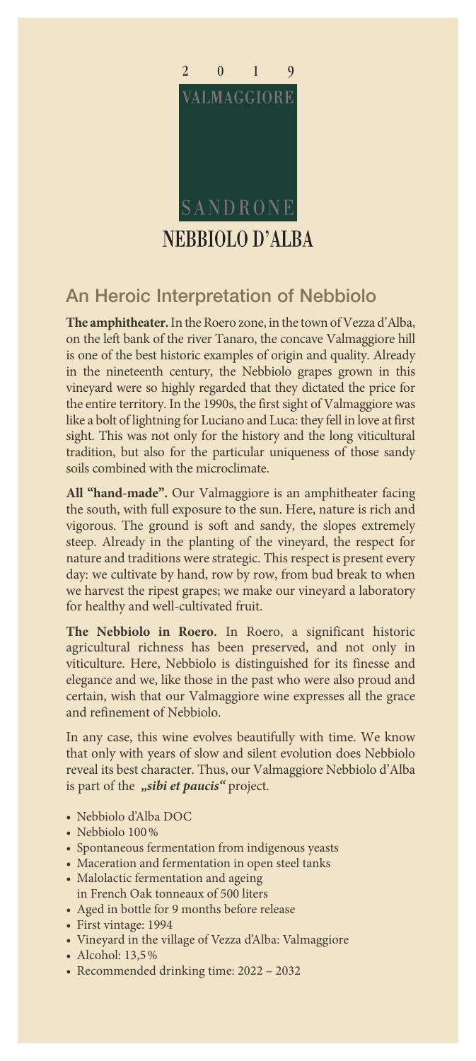2 0 1 9

VALMAGGIORE

SANDRONE

NEBBIOLO D'ALBA

## An Heroic Interpretation of Nebbiolo

**The amphitheater.** In the Roero zone, in the town of Vezza d'Alba, on the left bank of the river Tanaro, the concave Valmaggiore hill is one of the best historic examples of origin and quality. Already in the nineteenth century, the Nebbiolo grapes grown in this vineyard were so highly regarded that they dictated the price for the entire territory. In the 1990s, the first sight of Valmaggiore was like a bolt of lightning for Luciano and Luca: they fell in love at first sight. This was not only for the history and the long viticultural tradition, but also for the particular uniqueness of those sandy soils combined with the microclimate.

**All "hand-made".** Our Valmaggiore is an amphitheater facing the south, with full exposure to the sun. Here, nature is rich and vigorous. The ground is soft and sandy, the slopes extremely steep. Already in the planting of the vineyard, the respect for nature and traditions were strategic. This respect is present every day: we cultivate by hand, row by row, from bud break to when we harvest the ripest grapes; we make our vineyard a laboratory for healthy and well-cultivated fruit.

**The Nebbiolo in Roero.** In Roero, a significant historic agricultural richness has been preserved, and not only in viticulture. Here, Nebbiolo is distinguished for its finesse and elegance and we, like those in the past who were also proud and certain, wish that our Valmaggiore wine expresses all the grace and refinement of Nebbiolo.

In any case, this wine evolves beautifully with time. We know that only with years of slow and silent evolution does Nebbiolo reveal its best character. Thus, our Valmaggiore Nebbiolo d'Alba is part of the ***„sibi et paucis"*** project.

- Nebbiolo d'Alba DOC
- Nebbiolo 100 %
- Spontaneous fermentation from indigenous yeasts
- Maceration and fermentation in open steel tanks
- Malolactic fermentation and ageing in French Oak tonneaux of 500 liters
- Aged in bottle for 9 months before release
- First vintage: 1994
- Vineyard in the village of Vezza d'Alba: Valmaggiore
- Alcohol: 13,5 %
- Recommended drinking time: 2022 – 2032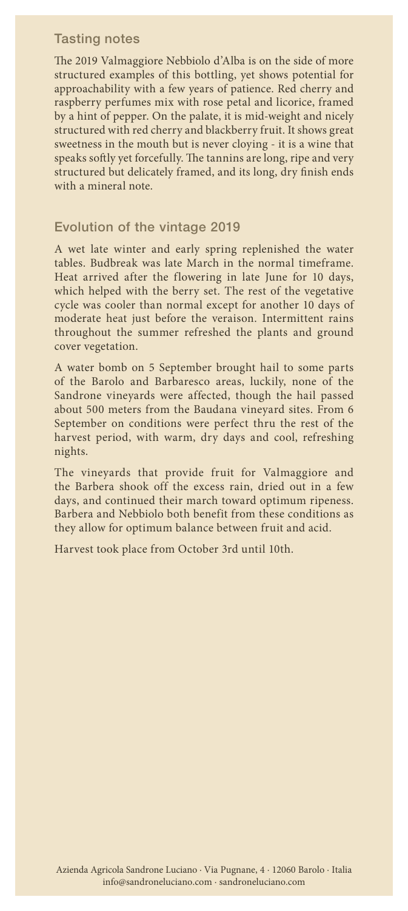## Tasting notes

The 2019 Valmaggiore Nebbiolo d'Alba is on the side of more structured examples of this bottling, yet shows potential for approachability with a few years of patience. Red cherry and raspberry perfumes mix with rose petal and licorice, framed by a hint of pepper. On the palate, it is mid-weight and nicely structured with red cherry and blackberry fruit. It shows great sweetness in the mouth but is never cloying - it is a wine that speaks softly yet forcefully. The tannins are long, ripe and very structured but delicately framed, and its long, dry finish ends with a mineral note.

## Evolution of the vintage 2019

A wet late winter and early spring replenished the water tables. Budbreak was late March in the normal timeframe. Heat arrived after the flowering in late June for 10 days, which helped with the berry set. The rest of the vegetative cycle was cooler than normal except for another 10 days of moderate heat just before the veraison. Intermittent rains throughout the summer refreshed the plants and ground cover vegetation.

A water bomb on 5 September brought hail to some parts of the Barolo and Barbaresco areas, luckily, none of the Sandrone vineyards were affected, though the hail passed about 500 meters from the Baudana vineyard sites. From 6 September on conditions were perfect thru the rest of the harvest period, with warm, dry days and cool, refreshing nights.

The vineyards that provide fruit for Valmaggiore and the Barbera shook off the excess rain, dried out in a few days, and continued their march toward optimum ripeness. Barbera and Nebbiolo both benefit from these conditions as they allow for optimum balance between fruit and acid.

Harvest took place from October 3rd until 10th.

Azienda Agricola Sandrone Luciano · Via Pugnane, 4 · 12060 Barolo · Italia
info@sandroneluciano.com · sandroneluciano.com